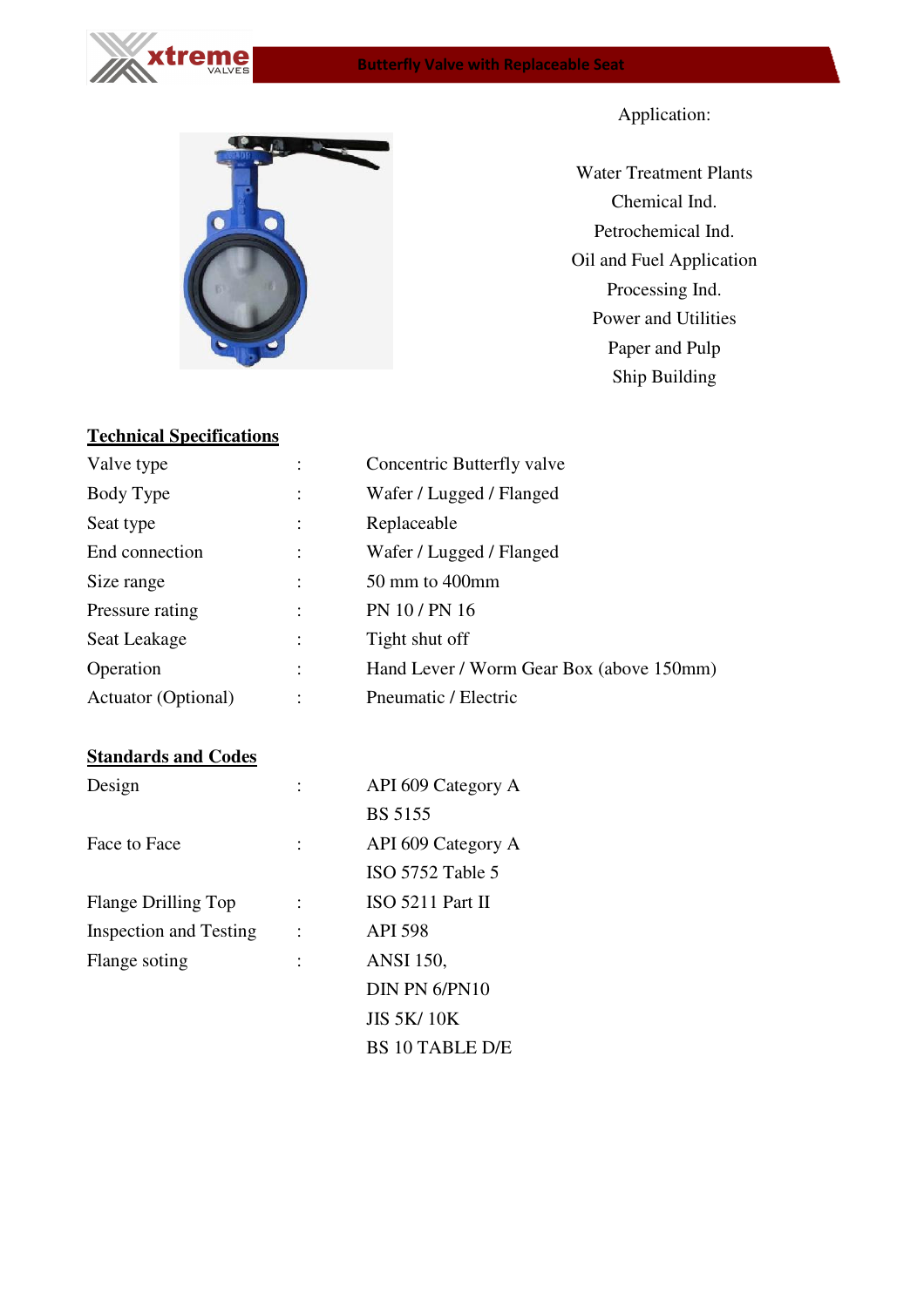# Butterfly Valve with Replaceable Seat

Application:

Water Treatment Plants
Chemical Ind.
Petrochemical Ind.
Oil and Fuel Application
Processing Ind.
Power and Utilities
Paper and Pulp
Ship Building

**Technical Specifications**

| | | |
|---|---|---|
| Valve type | : | Concentric Butterfly valve |
| Body Type | : | Wafer / Lugged / Flanged |
| Seat type | : | Replaceable |
| End connection | : | Wafer / Lugged / Flanged |
| Size range | : | 50 mm to 400mm |
| Pressure rating | : | PN 10 / PN 16 |
| Seat Leakage | : | Tight shut off |
| Operation | : | Hand Lever / Worm Gear Box (above 150mm) |
| Actuator (Optional) | : | Pneumatic / Electric |

**Standards and Codes**

| | | |
|---|---|---|
| Design | : | API 609 Category A<br>BS 5155 |
| Face to Face | : | API 609 Category A<br>ISO 5752 Table 5 |
| Flange Drilling Top | : | ISO 5211 Part II |
| Inspection and Testing | : | API 598 |
| Flange soting | : | ANSI 150,<br>DIN PN 6/PN10<br>JIS 5K/ 10K<br>BS 10 TABLE D/E |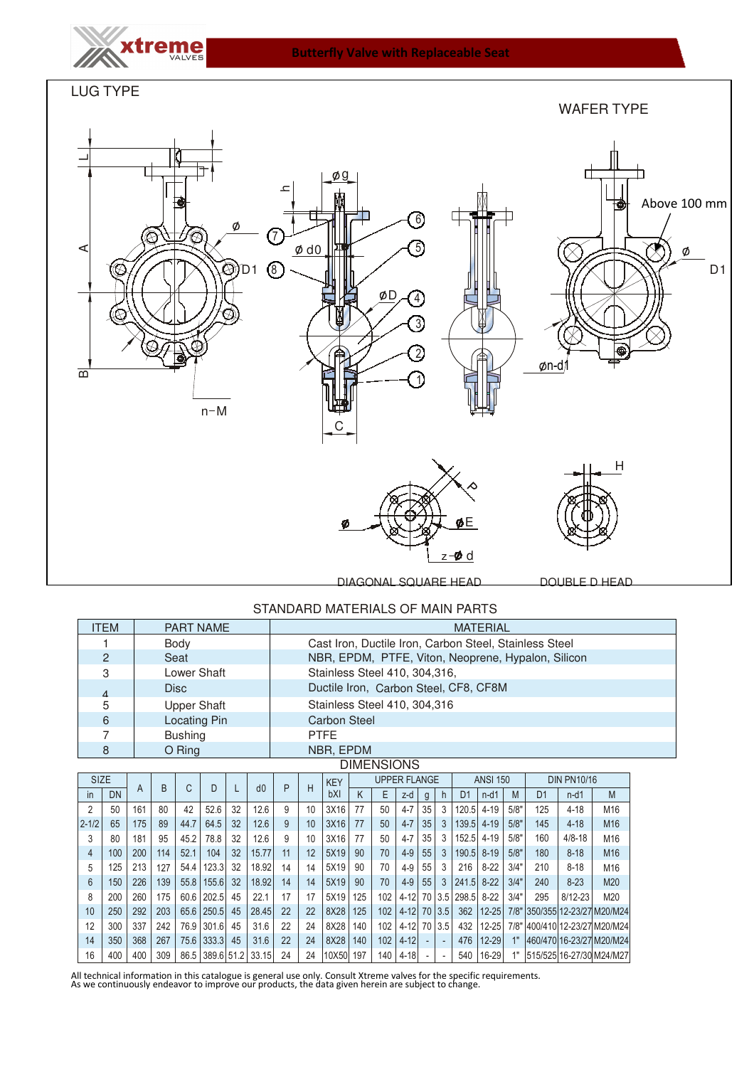# Butterfly Valve with Replaceable Seat

LUG TYPE

WAFER TYPE

Above 100 mm

DIAGONAL SQUARE HEAD

DOUBLE D HEAD

## STANDARD MATERIALS OF MAIN PARTS

| ITEM | PART NAME | MATERIAL |
|---|---|---|
| 1 | Body | Cast Iron, Ductile Iron, Carbon Steel, Stainless Steel |
| 2 | Seat | NBR, EPDM, PTFE, Viton, Neoprene, Hypalon, Silicon |
| 3 | Lower Shaft | Stainless Steel 410, 304,316, |
| 4 | Disc | Ductile Iron, Carbon Steel, CF8, CF8M |
| 5 | Upper Shaft | Stainless Steel 410, 304,316 |
| 6 | Locating Pin | Carbon Steel |
| 7 | Bushing | PTFE |
| 8 | O Ring | NBR, EPDM |

## DIMENSIONS

| SIZE | | A | B | C | D | L | d0 | P | H | KEY | UPPER FLANGE | | | | | ANSI 150 | | | DIN PN10/16 | | |
|---|---|---|---|---|---|---|---|---|---|---|---|---|---|---|---|---|---|---|---|---|---|
| in | DN | | | | | | | | | bXl | K | E | z-d | g | h | D1 | n-d1 | M | D1 | n-d1 | M |
| 2 | 50 | 161 | 80 | 42 | 52.6 | 32 | 12.6 | 9 | 10 | 3X16 | 77 | 50 | 4-7 | 35 | 3 | 120.5 | 4-19 | 5/8" | 125 | 4-18 | M16 |
| 2-1/2 | 65 | 175 | 89 | 44.7 | 64.5 | 32 | 12.6 | 9 | 10 | 3X16 | 77 | 50 | 4-7 | 35 | 3 | 139.5 | 4-19 | 5/8" | 145 | 4-18 | M16 |
| 3 | 80 | 181 | 95 | 45.2 | 78.8 | 32 | 12.6 | 9 | 10 | 3X16 | 77 | 50 | 4-7 | 35 | 3 | 152.5 | 4-19 | 5/8" | 160 | 4/8-18 | M16 |
| 4 | 100 | 200 | 114 | 52.1 | 104 | 32 | 15.77 | 11 | 12 | 5X19 | 90 | 70 | 4-9 | 55 | 3 | 190.5 | 8-19 | 5/8" | 180 | 8-18 | M16 |
| 5 | 125 | 213 | 127 | 54.4 | 123.3 | 32 | 18.92 | 14 | 14 | 5X19 | 90 | 70 | 4-9 | 55 | 3 | 216 | 8-22 | 3/4" | 210 | 8-18 | M16 |
| 6 | 150 | 226 | 139 | 55.8 | 155.6 | 32 | 18.92 | 14 | 14 | 5X19 | 90 | 70 | 4-9 | 55 | 3 | 241.5 | 8-22 | 3/4" | 240 | 8-23 | M20 |
| 8 | 200 | 260 | 175 | 60.6 | 202.5 | 45 | 22.1 | 17 | 17 | 5X19 | 125 | 102 | 4-12 | 70 | 3.5 | 298.5 | 8-22 | 3/4" | 295 | 8/12-23 | M20 |
| 10 | 250 | 292 | 203 | 65.6 | 250.5 | 45 | 28.45 | 22 | 22 | 8X28 | 125 | 102 | 4-12 | 70 | 3.5 | 362 | 12-25 | 7/8" | 350/355 | 12-23/27 | M20/M24 |
| 12 | 300 | 337 | 242 | 76.9 | 301.6 | 45 | 31.6 | 22 | 24 | 8X28 | 140 | 102 | 4-12 | 70 | 3.5 | 432 | 12-25 | 7/8" | 400/410 | 12-23/27 | M20/M24 |
| 14 | 350 | 368 | 267 | 75.6 | 333.3 | 45 | 31.6 | 22 | 24 | 8X28 | 140 | 102 | 4-12 | - | - | 476 | 12-29 | 1" | 460/470 | 16-23/27 | M20/M24 |
| 16 | 400 | 400 | 309 | 86.5 | 389.6 | 51.2 | 33.15 | 24 | 24 | 10X50 | 197 | 140 | 4-18 | - | - | 540 | 16-29 | 1" | 515/525 | 16-27/30 | M24/M27 |

All technical information in this catalogue is general use only. Consult Xtreme valves for the specific requirements.
As we continuously endeavor to improve our products, the data given herein are subject to change.